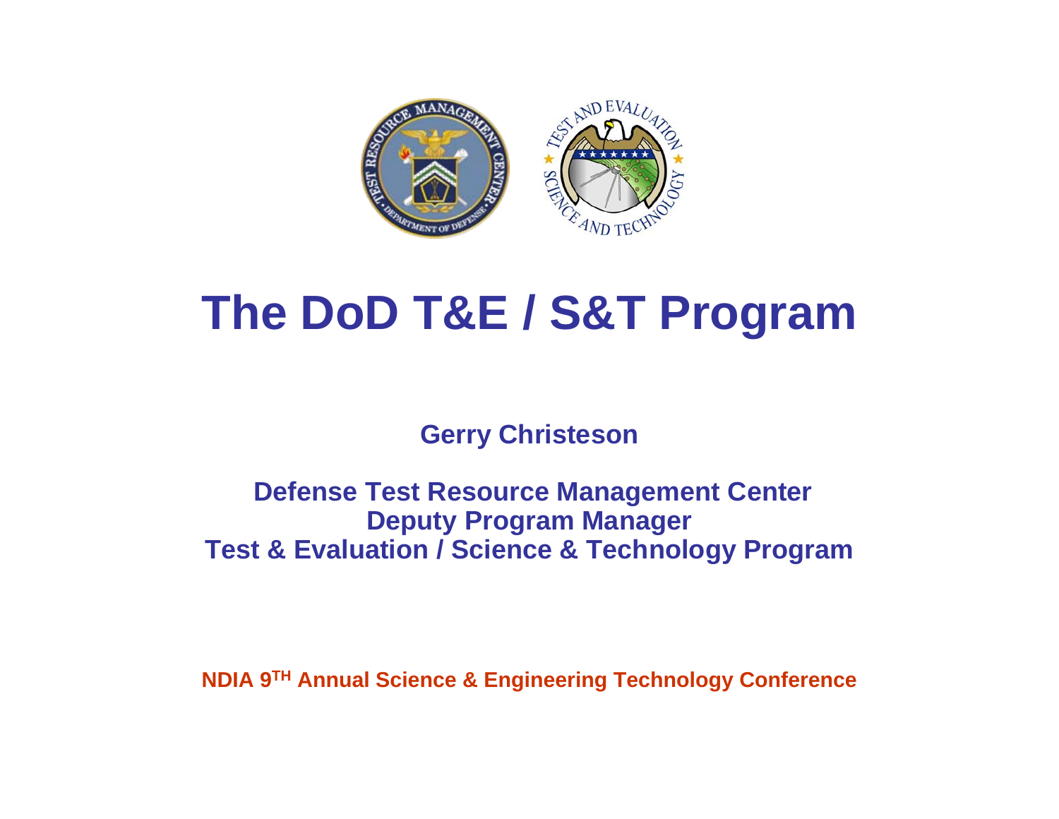# The DoD T&E / S&T Program

**Gerry Christeson**

**Defense Test Resource Management Center**
**Deputy Program Manager**
**Test & Evaluation / Science & Technology Program**

**NDIA 9TH Annual Science & Engineering Technology Conference**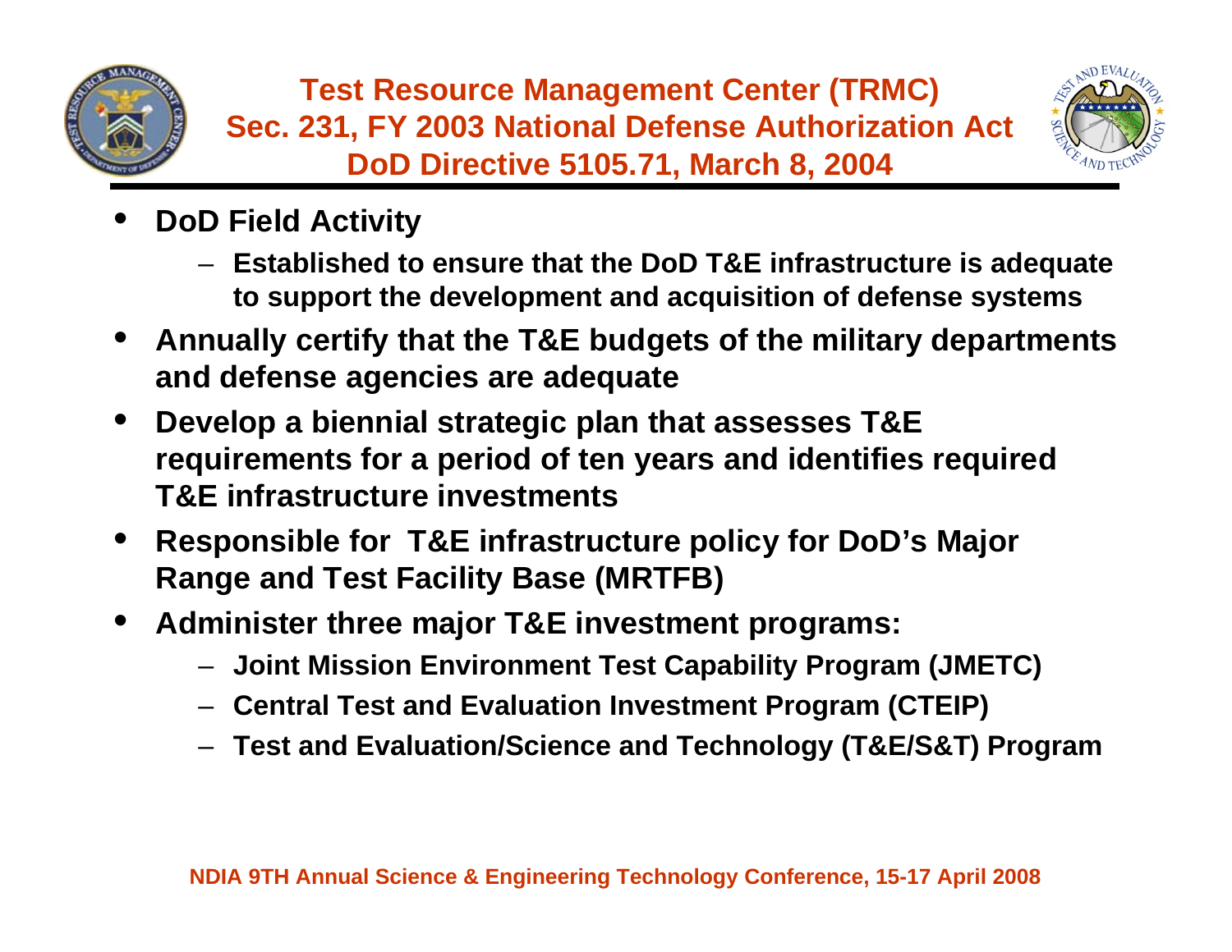# Test Resource Management Center (TRMC)
## Sec. 231, FY 2003 National Defense Authorization Act
## DoD Directive 5105.71, March 8, 2004

- **DoD Field Activity**
  - **Established to ensure that the DoD T&E infrastructure is adequate to support the development and acquisition of defense systems**
- **Annually certify that the T&E budgets of the military departments and defense agencies are adequate**
- **Develop a biennial strategic plan that assesses T&E requirements for a period of ten years and identifies required T&E infrastructure investments**
- **Responsible for T&E infrastructure policy for DoD's Major Range and Test Facility Base (MRTFB)**
- **Administer three major T&E investment programs:**
  - **Joint Mission Environment Test Capability Program (JMETC)**
  - **Central Test and Evaluation Investment Program (CTEIP)**
  - **Test and Evaluation/Science and Technology (T&E/S&T) Program**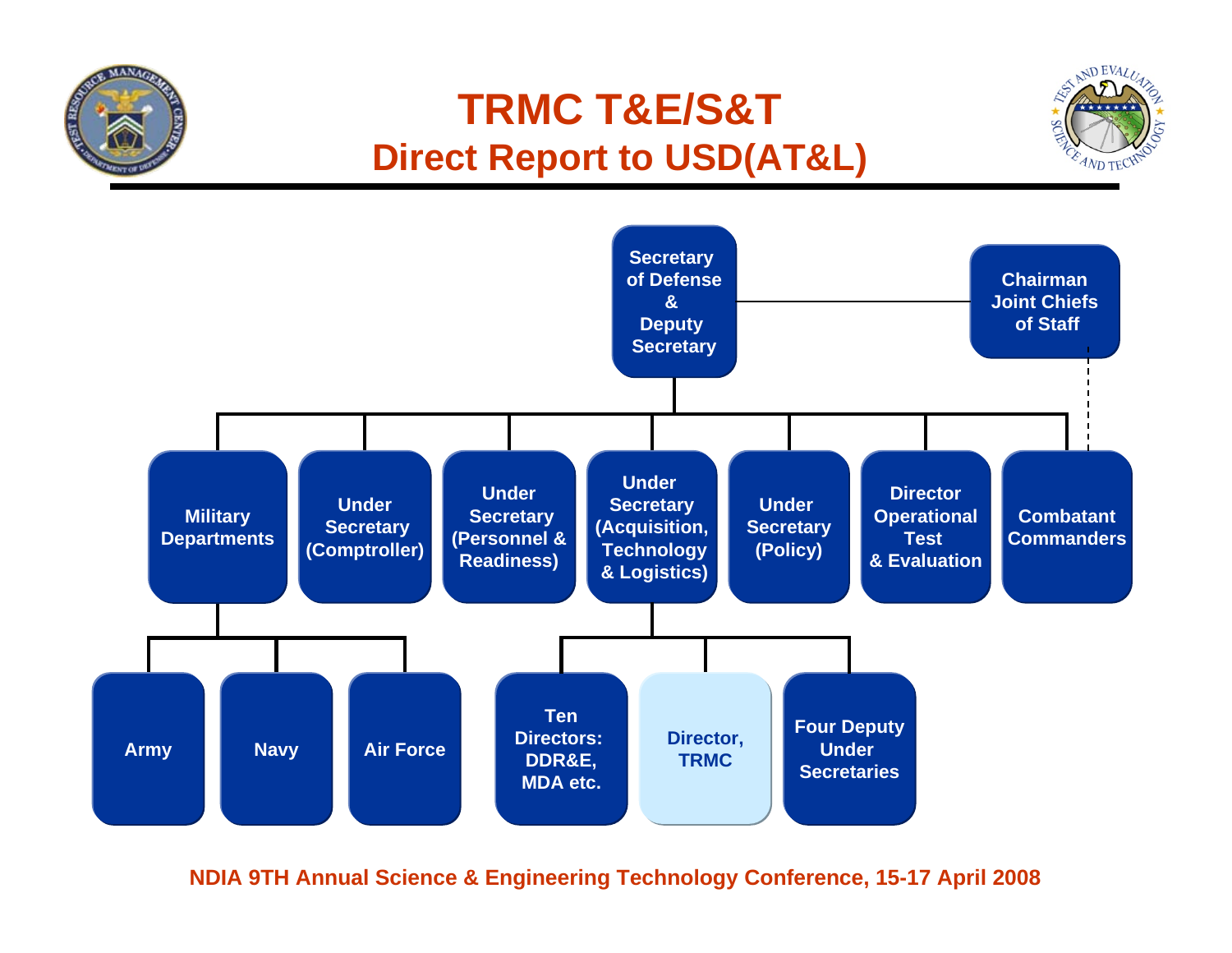# TRMC T&E/S&T

## Direct Report to USD(AT&L)

- Secretary of Defense & Deputy Secretary
  - Chairman Joint Chiefs of Staff
  - Military Departments
    - Army
    - Navy
    - Air Force
  - Under Secretary (Comptroller)
  - Under Secretary (Personnel & Readiness)
  - Under Secretary (Acquisition, Technology & Logistics)
    - Ten Directors: DDR&E, MDA etc.
    - Director, TRMC
    - Four Deputy Under Secretaries
  - Under Secretary (Policy)
  - Director Operational Test & Evaluation
  - Combatant Commanders

NDIA 9TH Annual Science & Engineering Technology Conference, 15-17 April 2008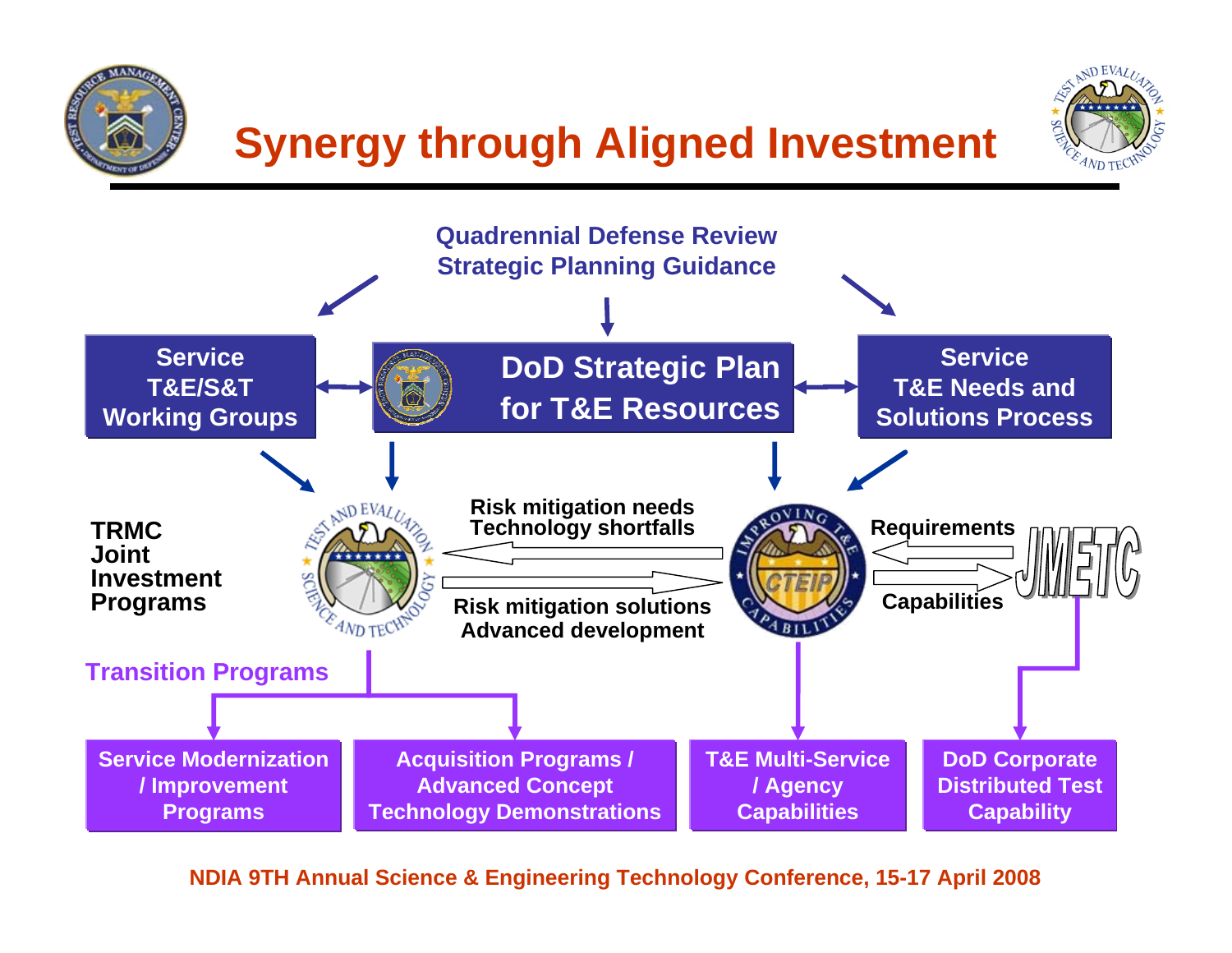# Synergy through Aligned Investment

**Quadrennial Defense Review**
**Strategic Planning Guidance**

**Service T&E/S&T Working Groups**

**DoD Strategic Plan for T&E Resources**

**Service T&E Needs and Solutions Process**

**TRMC Joint Investment Programs**

**Risk mitigation needs**
**Technology shortfalls**

**Risk mitigation solutions**
**Advanced development**

**Requirements**

**Capabilities**

JMETC

**Transition Programs**

- **Service Modernization / Improvement Programs**
- **Acquisition Programs / Advanced Concept Technology Demonstrations**
- **T&E Multi-Service / Agency Capabilities**
- **DoD Corporate Distributed Test Capability**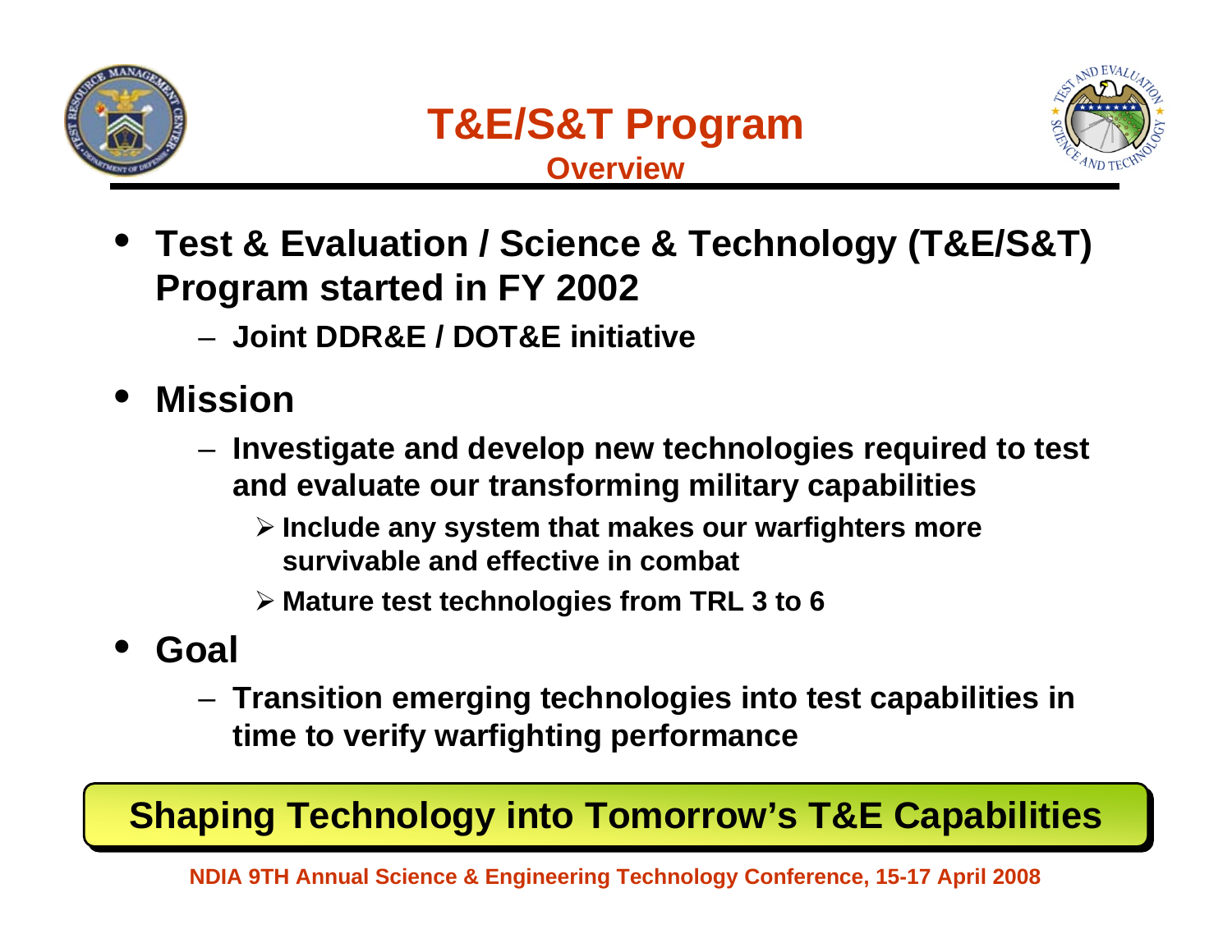# T&E/S&T Program

## Overview

- **Test & Evaluation / Science & Technology (T&E/S&T) Program started in FY 2002**
  - **Joint DDR&E / DOT&E initiative**
- **Mission**
  - **Investigate and develop new technologies required to test and evaluate our transforming military capabilities**
    - **Include any system that makes our warfighters more survivable and effective in combat**
    - **Mature test technologies from TRL 3 to 6**
- **Goal**
  - **Transition emerging technologies into test capabilities in time to verify warfighting performance**

**Shaping Technology into Tomorrow's T&E Capabilities**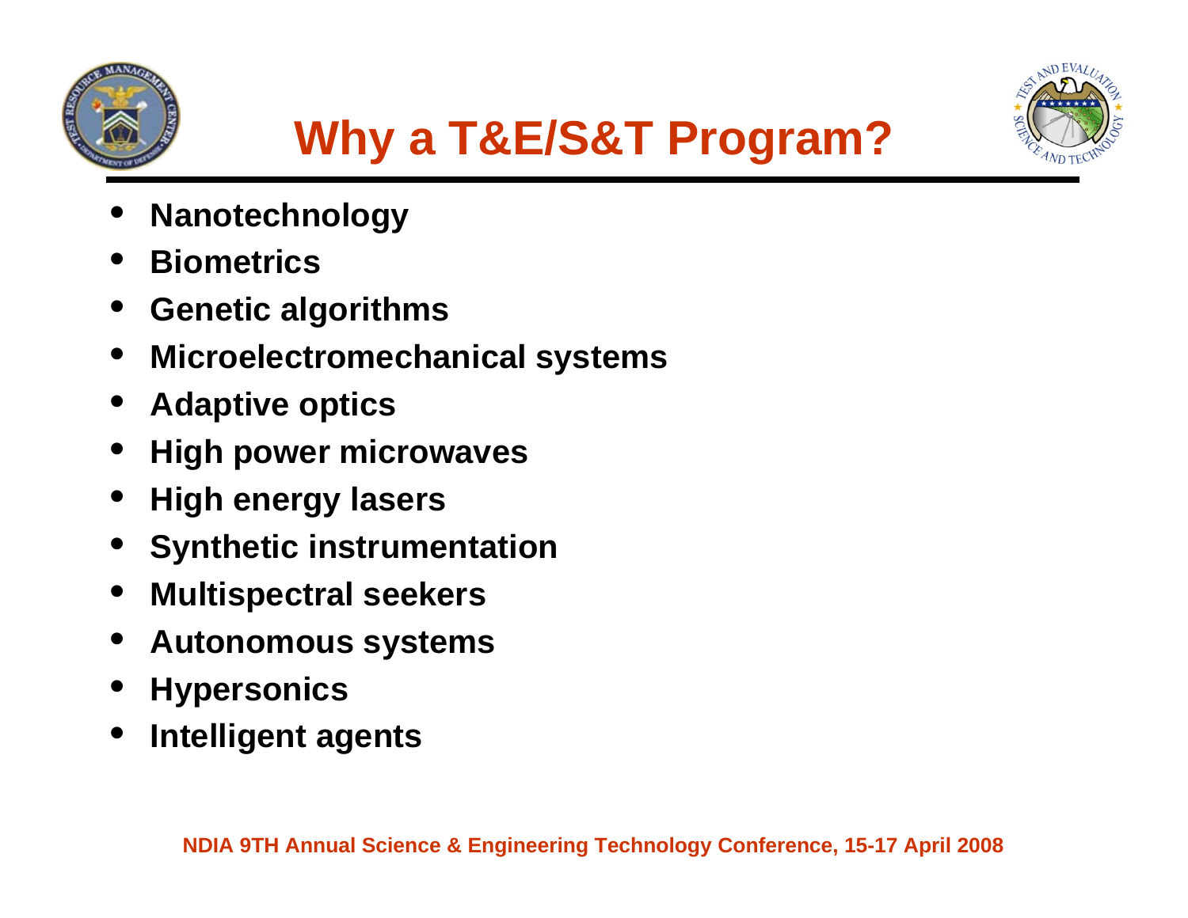# Why a T&E/S&T Program?

- **Nanotechnology**
- **Biometrics**
- **Genetic algorithms**
- **Microelectromechanical systems**
- **Adaptive optics**
- **High power microwaves**
- **High energy lasers**
- **Synthetic instrumentation**
- **Multispectral seekers**
- **Autonomous systems**
- **Hypersonics**
- **Intelligent agents**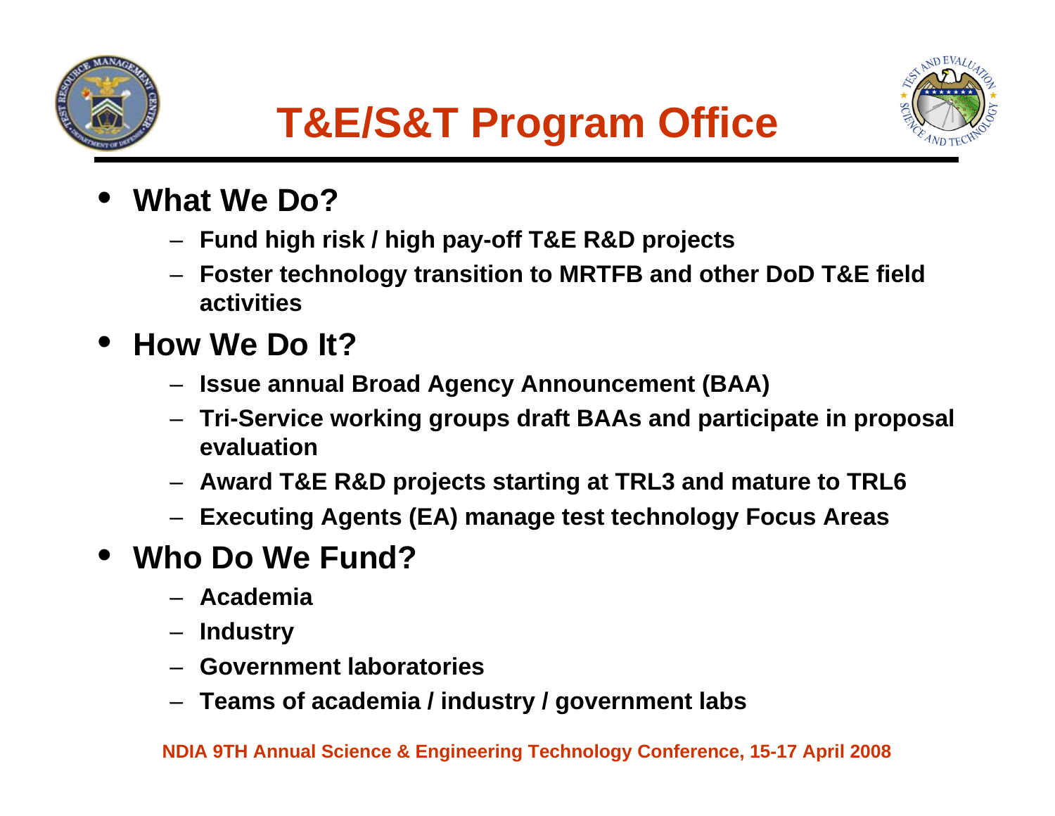# T&E/S&T Program Office

- **What We Do?**
  - Fund high risk / high pay-off T&E R&D projects
  - Foster technology transition to MRTFB and other DoD T&E field activities
- **How We Do It?**
  - Issue annual Broad Agency Announcement (BAA)
  - Tri-Service working groups draft BAAs and participate in proposal evaluation
  - Award T&E R&D projects starting at TRL3 and mature to TRL6
  - Executing Agents (EA) manage test technology Focus Areas
- **Who Do We Fund?**
  - Academia
  - Industry
  - Government laboratories
  - Teams of academia / industry / government labs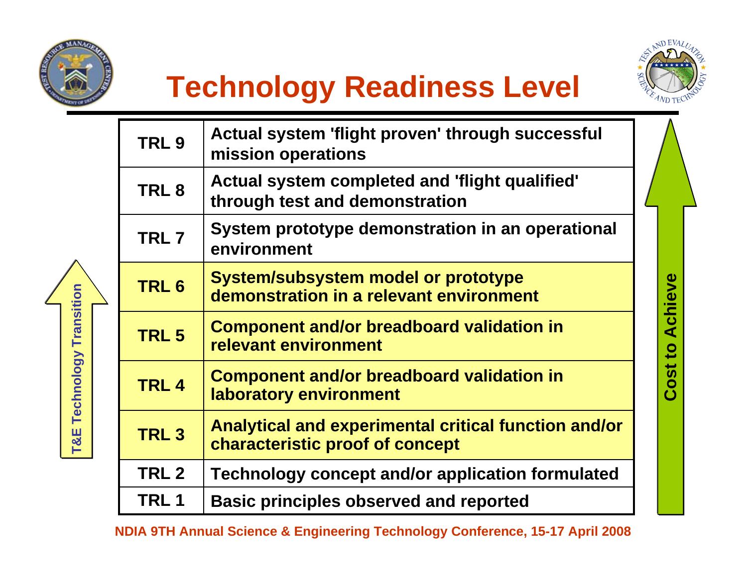# Technology Readiness Level

| Level | Description |
|---|---|
| TRL 9 | Actual system 'flight proven' through successful mission operations |
| TRL 8 | Actual system completed and 'flight qualified' through test and demonstration |
| TRL 7 | System prototype demonstration in an operational environment |
| TRL 6 | System/subsystem model or prototype demonstration in a relevant environment |
| TRL 5 | Component and/or breadboard validation in relevant environment |
| TRL 4 | Component and/or breadboard validation in laboratory environment |
| TRL 3 | Analytical and experimental critical function and/or characteristic proof of concept |
| TRL 2 | Technology concept and/or application formulated |
| TRL 1 | Basic principles observed and reported |

T&E Technology Transition (TRL 3 – TRL 6)

Cost to Achieve (increasing from TRL 1 to TRL 9)

NDIA 9TH Annual Science & Engineering Technology Conference, 15-17 April 2008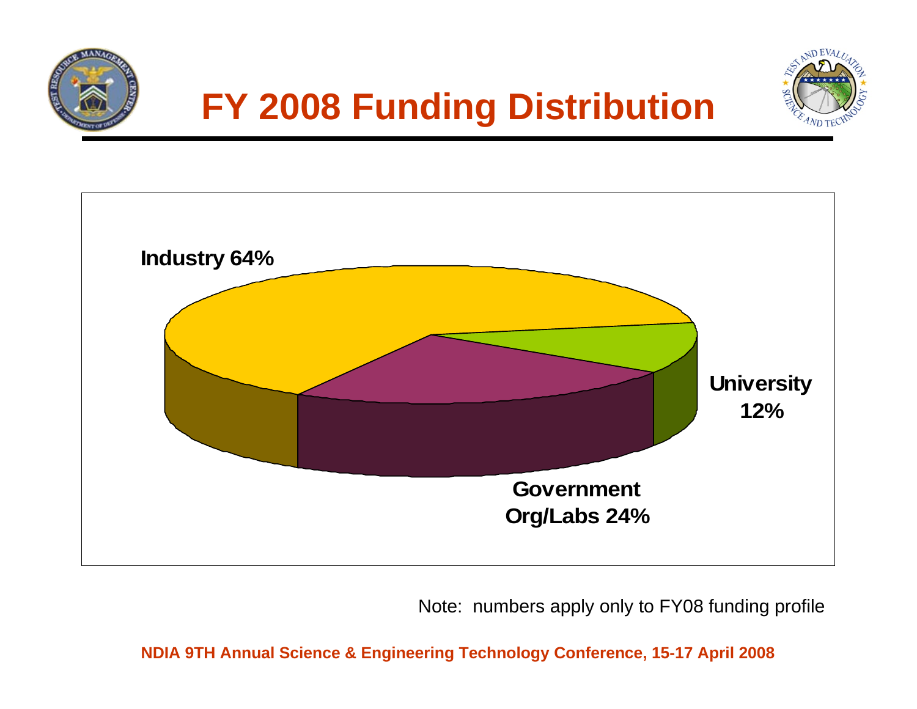# FY 2008 Funding Distribution

Industry 64%

University 12%

Government Org/Labs 24%

Note: numbers apply only to FY08 funding profile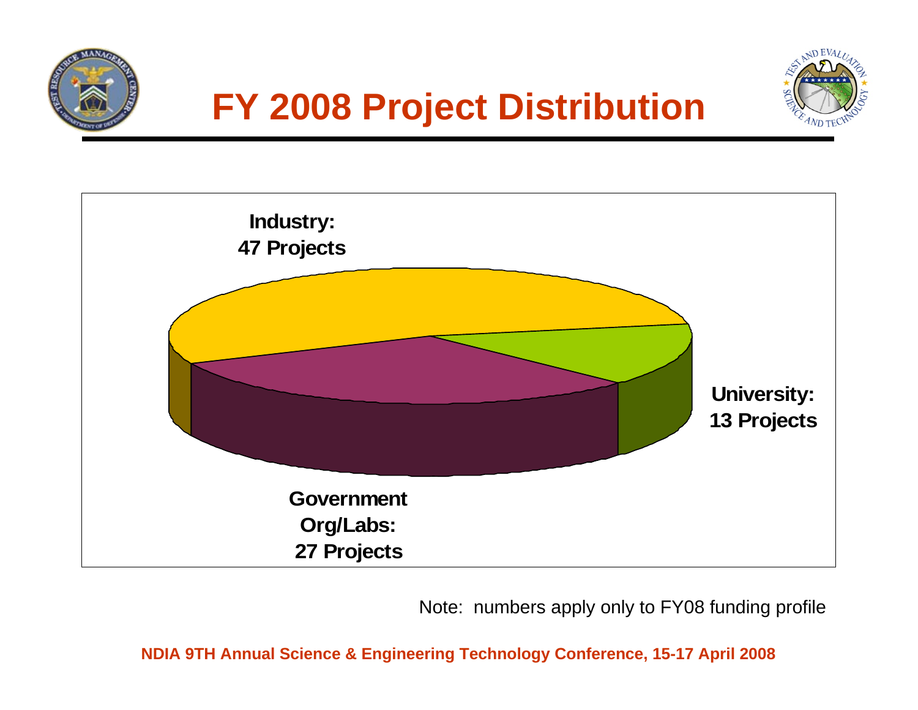# FY 2008 Project Distribution

**Industry: 47 Projects**

**University: 13 Projects**

**Government Org/Labs: 27 Projects**

Note: numbers apply only to FY08 funding profile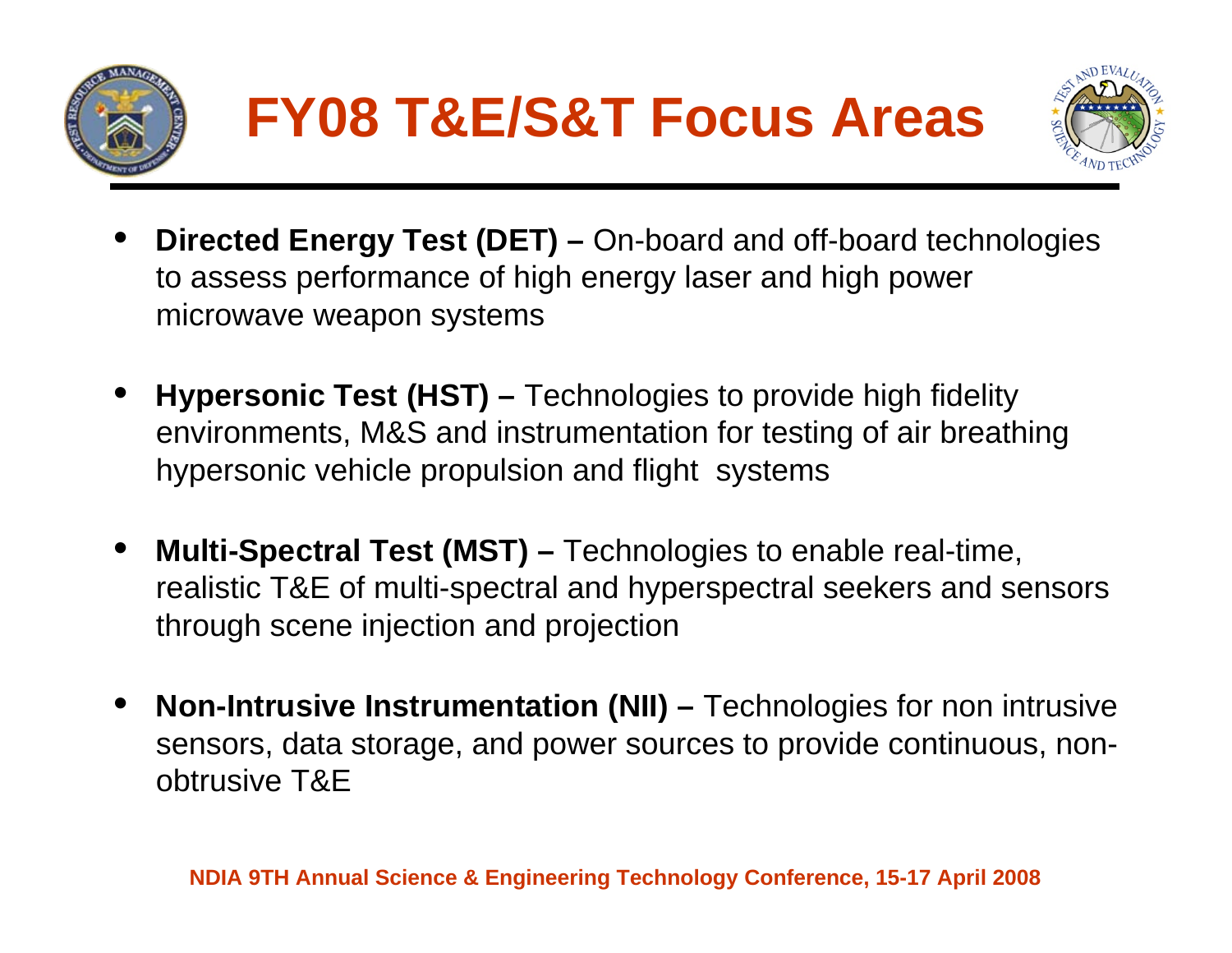# FY08 T&E/S&T Focus Areas

- **Directed Energy Test (DET) –** On-board and off-board technologies to assess performance of high energy laser and high power microwave weapon systems
- **Hypersonic Test (HST) –** Technologies to provide high fidelity environments, M&S and instrumentation for testing of air breathing hypersonic vehicle propulsion and flight systems
- **Multi-Spectral Test (MST) –** Technologies to enable real-time, realistic T&E of multi-spectral and hyperspectral seekers and sensors through scene injection and projection
- **Non-Intrusive Instrumentation (NII) –** Technologies for non intrusive sensors, data storage, and power sources to provide continuous, non-obtrusive T&E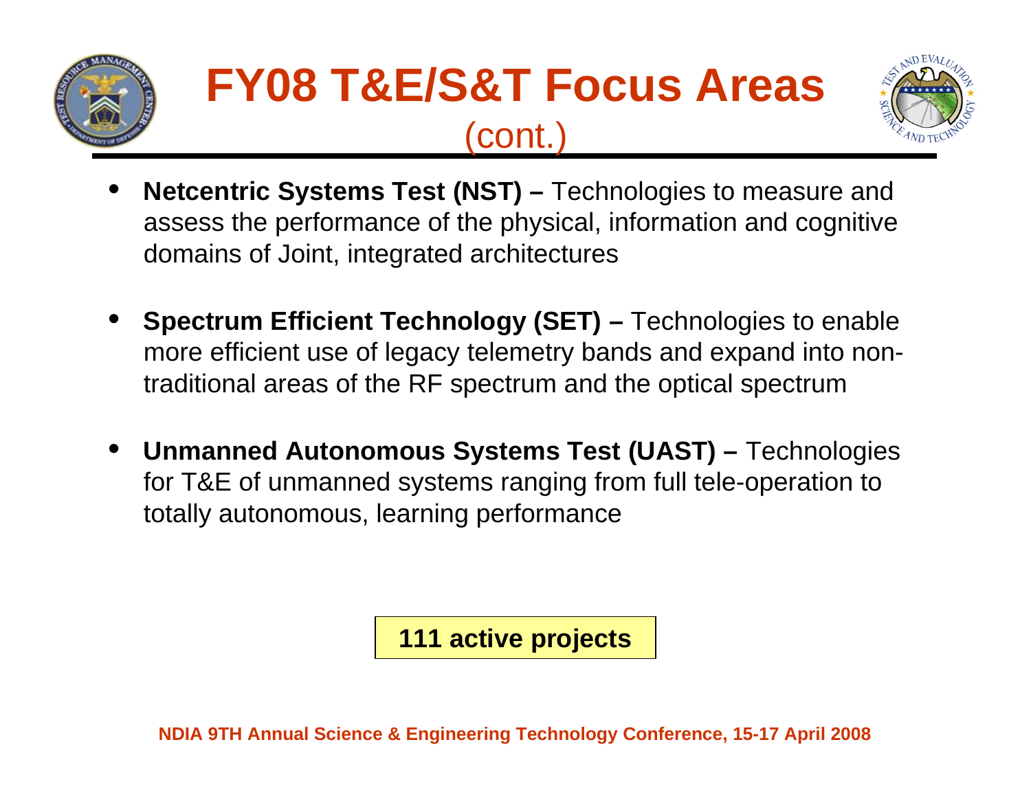# FY08 T&E/S&T Focus Areas (cont.)

- **Netcentric Systems Test (NST) –** Technologies to measure and assess the performance of the physical, information and cognitive domains of Joint, integrated architectures

- **Spectrum Efficient Technology (SET) –** Technologies to enable more efficient use of legacy telemetry bands and expand into non-traditional areas of the RF spectrum and the optical spectrum

- **Unmanned Autonomous Systems Test (UAST) –** Technologies for T&E of unmanned systems ranging from full tele-operation to totally autonomous, learning performance

**111 active projects**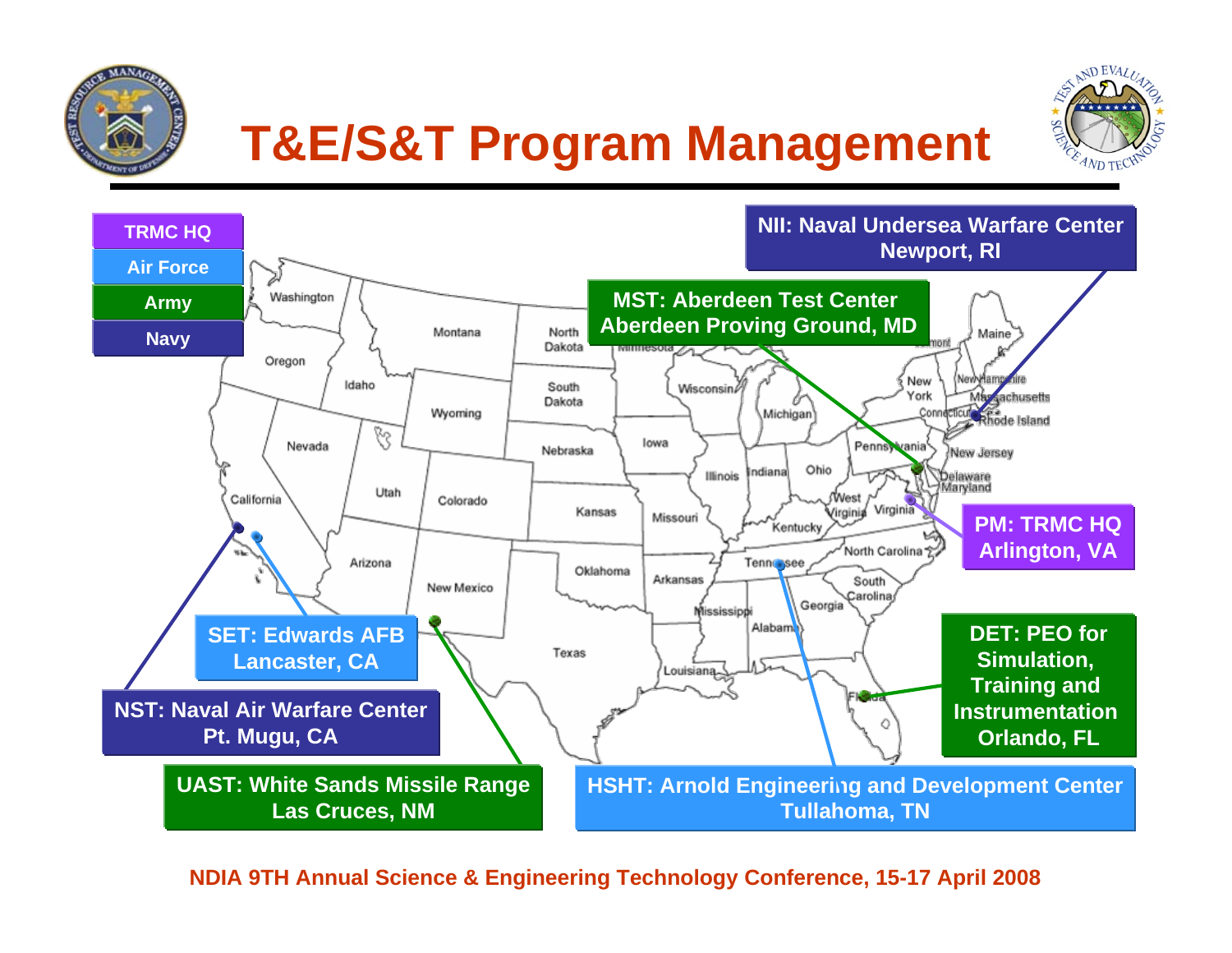# T&E/S&T Program Management

- TRMC HQ
- Air Force
- Army
- Navy

**NII: Naval Undersea Warfare Center Newport, RI**

**MST: Aberdeen Test Center Aberdeen Proving Ground, MD**

**PM: TRMC HQ Arlington, VA**

**DET: PEO for Simulation, Training and Instrumentation Orlando, FL**

**HSHT: Arnold Engineering and Development Center Tullahoma, TN**

**UAST: White Sands Missile Range Las Cruces, NM**

**NST: Naval Air Warfare Center Pt. Mugu, CA**

**SET: Edwards AFB Lancaster, CA**

NDIA 9TH Annual Science & Engineering Technology Conference, 15-17 April 2008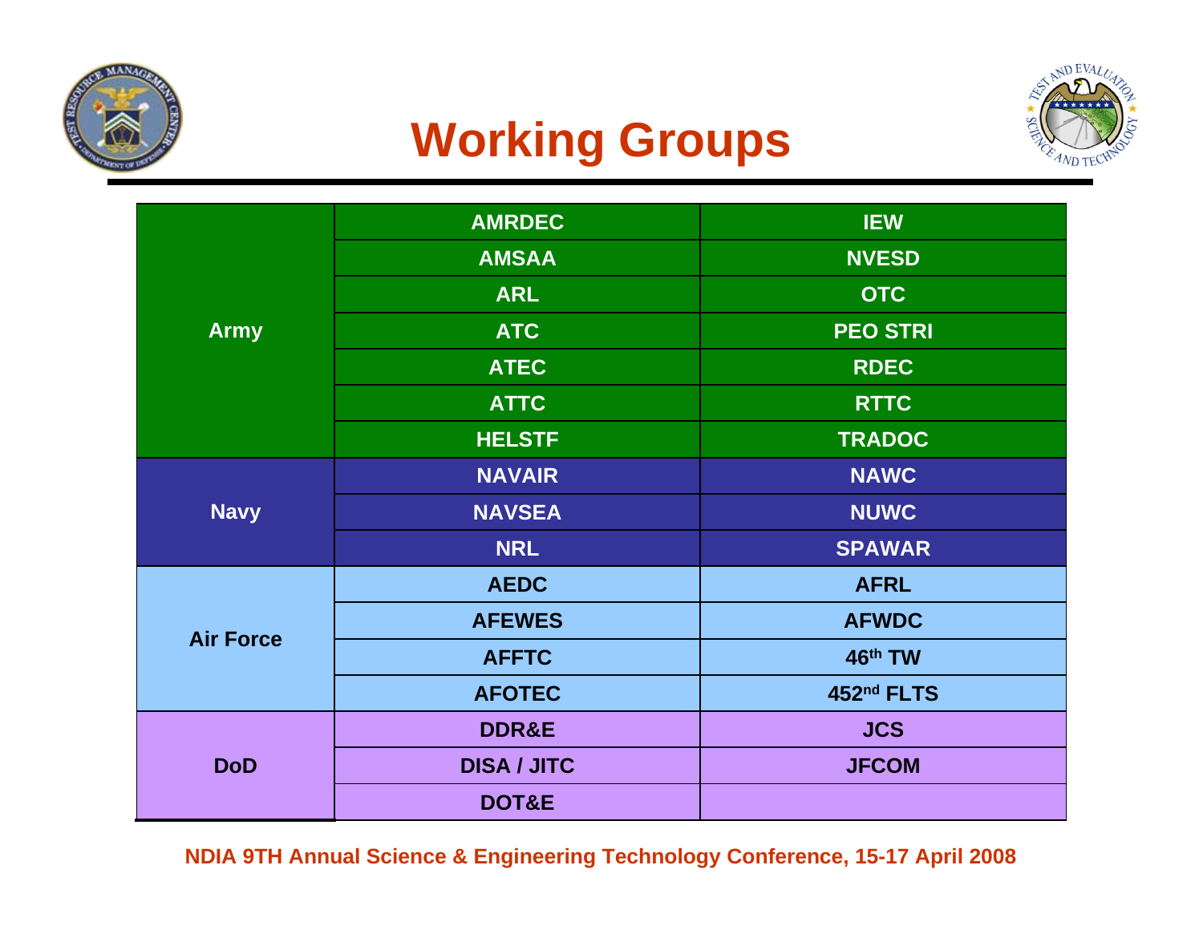# Working Groups

| | | |
|---|---|---|
| Army | AMRDEC | IEW |
| | AMSAA | NVESD |
| | ARL | OTC |
| | ATC | PEO STRI |
| | ATEC | RDEC |
| | ATTC | RTTC |
| | HELSTF | TRADOC |
| Navy | NAVAIR | NAWC |
| | NAVSEA | NUWC |
| | NRL | SPAWAR |
| Air Force | AEDC | AFRL |
| | AFEWES | AFWDC |
| | AFFTC | 46th TW |
| | AFOTEC | 452nd FLTS |
| DoD | DDR&E | JCS |
| | DISA / JITC | JFCOM |
| | DOT&E | |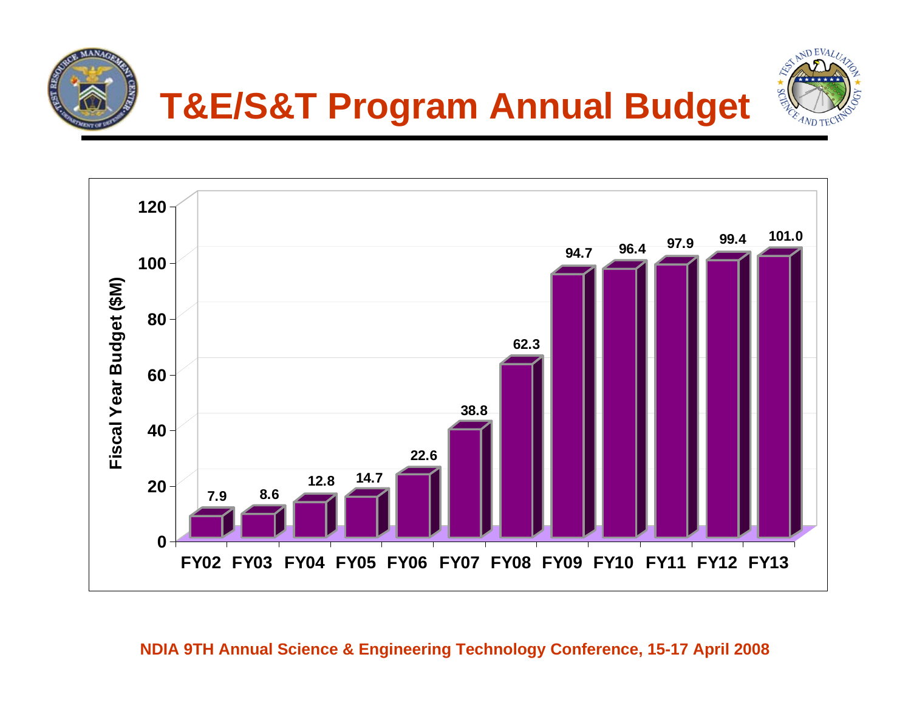# T&E/S&T Program Annual Budget

| Fiscal Year | Fiscal Year Budget ($M) |
|---|---|
| FY02 | 7.9 |
| FY03 | 8.6 |
| FY04 | 12.8 |
| FY05 | 14.7 |
| FY06 | 22.6 |
| FY07 | 38.8 |
| FY08 | 62.3 |
| FY09 | 94.7 |
| FY10 | 96.4 |
| FY11 | 97.9 |
| FY12 | 99.4 |
| FY13 | 101.0 |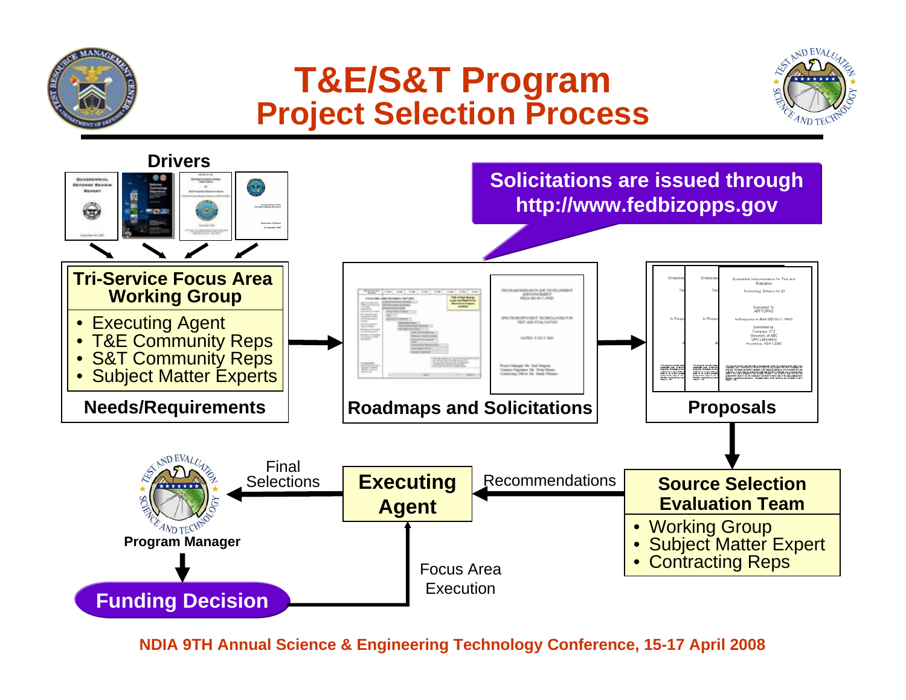# T&E/S&T Program
## Project Selection Process

**Drivers**

**Solicitations are issued through http://www.fedbizopps.gov**

**Tri-Service Focus Area Working Group**

- Executing Agent
- T&E Community Reps
- S&T Community Reps
- Subject Matter Experts

**Needs/Requirements**

**Roadmaps and Solicitations**

**Proposals**

**Source Selection Evaluation Team**

- Working Group
- Subject Matter Expert
- Contracting Reps

Recommendations

**Executing Agent**

Final Selections

**Program Manager**

**Funding Decision**

Focus Area Execution

**NDIA 9TH Annual Science & Engineering Technology Conference, 15-17 April 2008**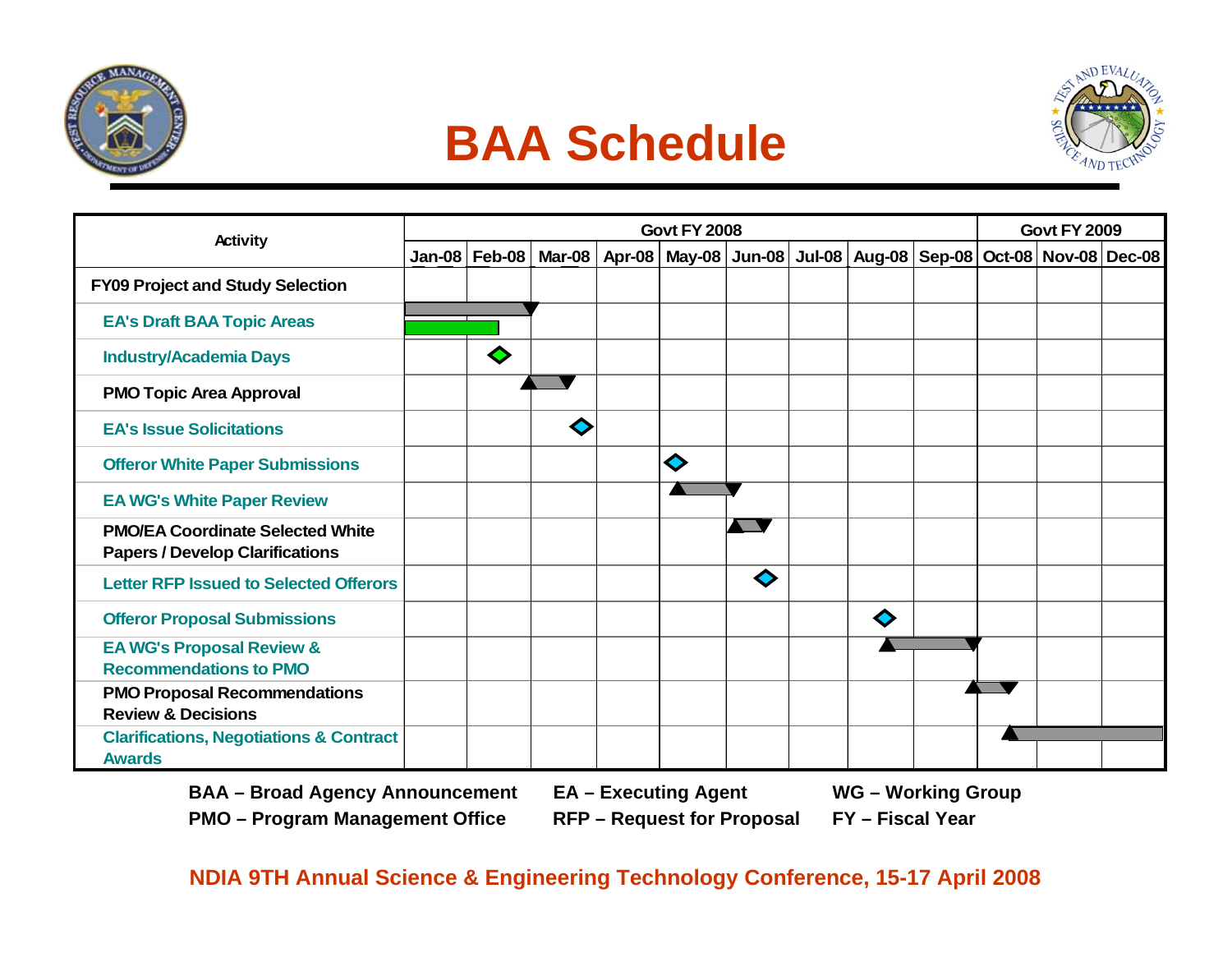# BAA Schedule

| Activity | Govt FY 2008 | | | | | | | | | Govt FY 2009 | | |
|---|---|---|---|---|---|---|---|---|---|---|---|---|
| | Jan-08 | Feb-08 | Mar-08 | Apr-08 | May-08 | Jun-08 | Jul-08 | Aug-08 | Sep-08 | Oct-08 | Nov-08 | Dec-08 |
| **FY09 Project and Study Selection** | | | | | | | | | | | | |
| EA's Draft BAA Topic Areas | | | | | | | | | | | | |
| Industry/Academia Days | | | | | | | | | | | | |
| **PMO Topic Area Approval** | | | | | | | | | | | | |
| EA's Issue Solicitations | | | | | | | | | | | | |
| Offeror White Paper Submissions | | | | | | | | | | | | |
| EA WG's White Paper Review | | | | | | | | | | | | |
| **PMO/EA Coordinate Selected White Papers / Develop Clarifications** | | | | | | | | | | | | |
| Letter RFP Issued to Selected Offerors | | | | | | | | | | | | |
| Offeror Proposal Submissions | | | | | | | | | | | | |
| EA WG's Proposal Review & Recommendations to PMO | | | | | | | | | | | | |
| **PMO Proposal Recommendations Review & Decisions** | | | | | | | | | | | | |
| Clarifications, Negotiations & Contract Awards | | | | | | | | | | | | |

**BAA – Broad Agency Announcement** **EA – Executing Agent** **WG – Working Group**

**PMO – Program Management Office** **RFP – Request for Proposal** **FY – Fiscal Year**

**NDIA 9TH Annual Science & Engineering Technology Conference, 15-17 April 2008**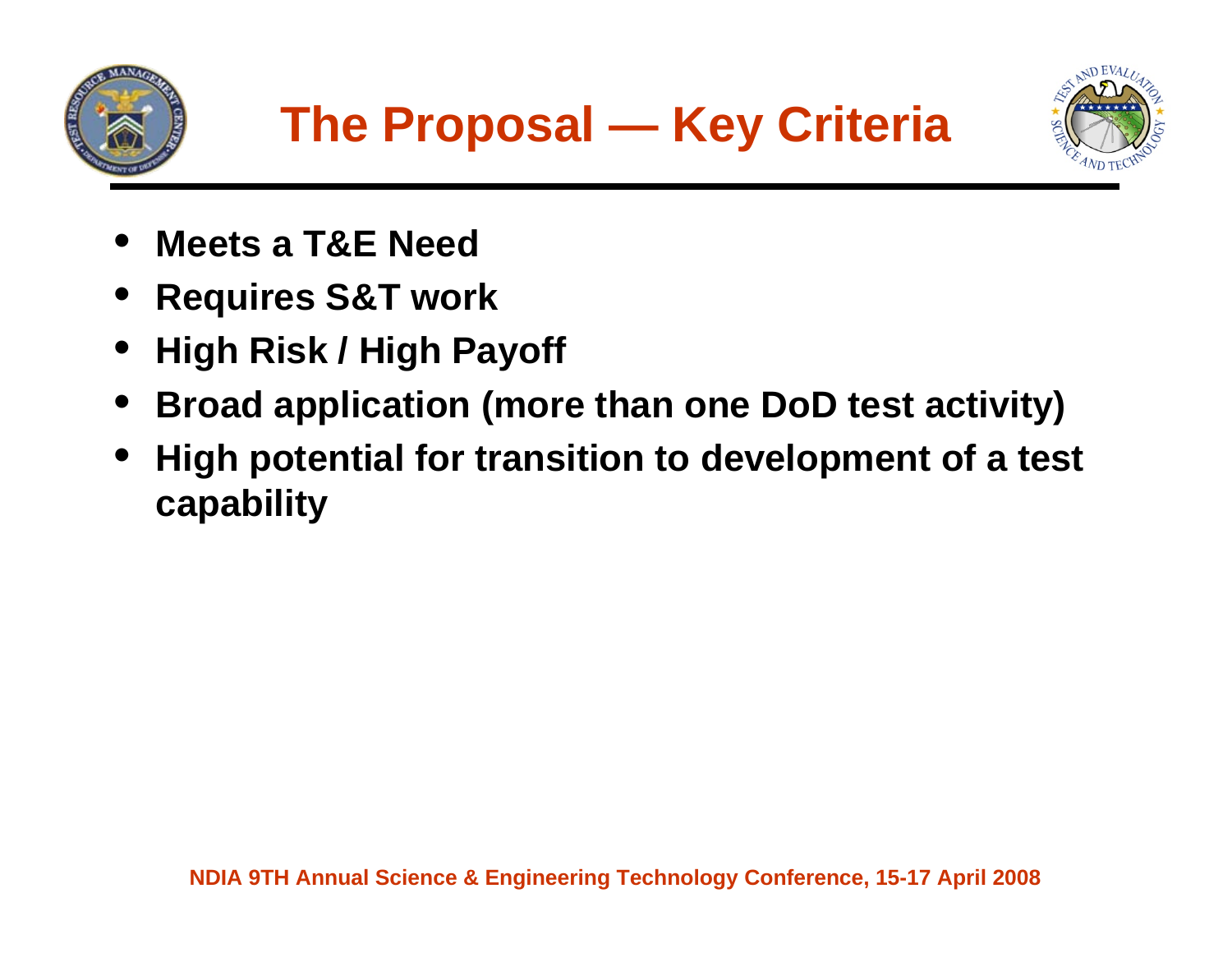# The Proposal — Key Criteria

- **Meets a T&E Need**
- **Requires S&T work**
- **High Risk / High Payoff**
- **Broad application (more than one DoD test activity)**
- **High potential for transition to development of a test capability**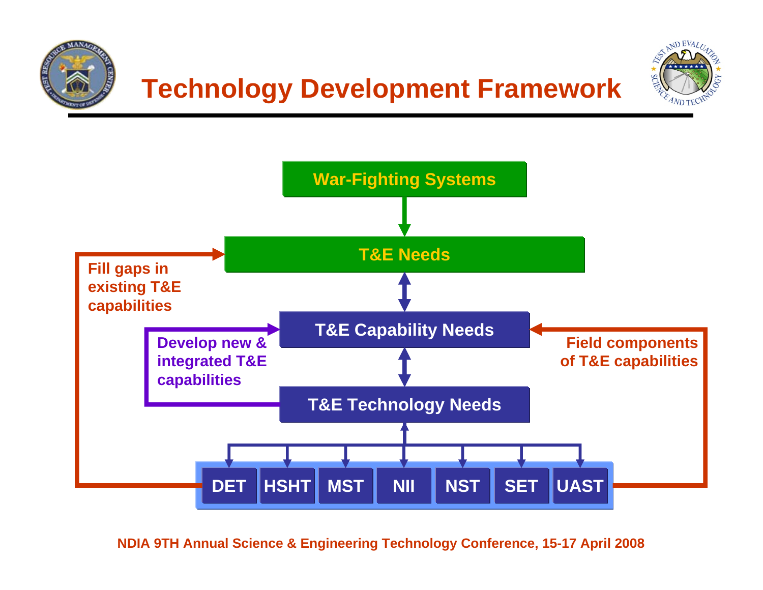# Technology Development Framework

War-Fighting Systems

T&E Needs

T&E Capability Needs

T&E Technology Needs

Fill gaps in existing T&E capabilities

Develop new & integrated T&E capabilities

Field components of T&E capabilities

DET | HSHT | MST | NII | NST | SET | UAST

NDIA 9TH Annual Science & Engineering Technology Conference, 15-17 April 2008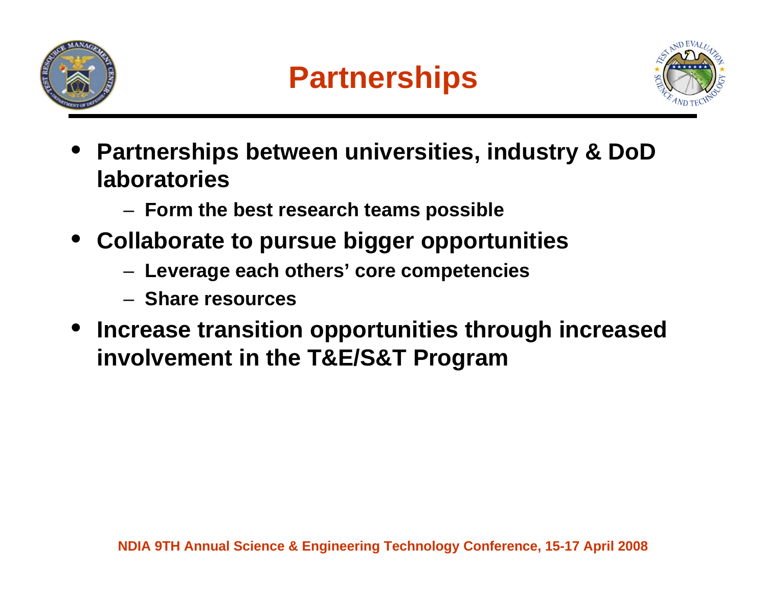# Partnerships

- **Partnerships between universities, industry & DoD laboratories**
  - **Form the best research teams possible**
- **Collaborate to pursue bigger opportunities**
  - **Leverage each others' core competencies**
  - **Share resources**
- **Increase transition opportunities through increased involvement in the T&E/S&T Program**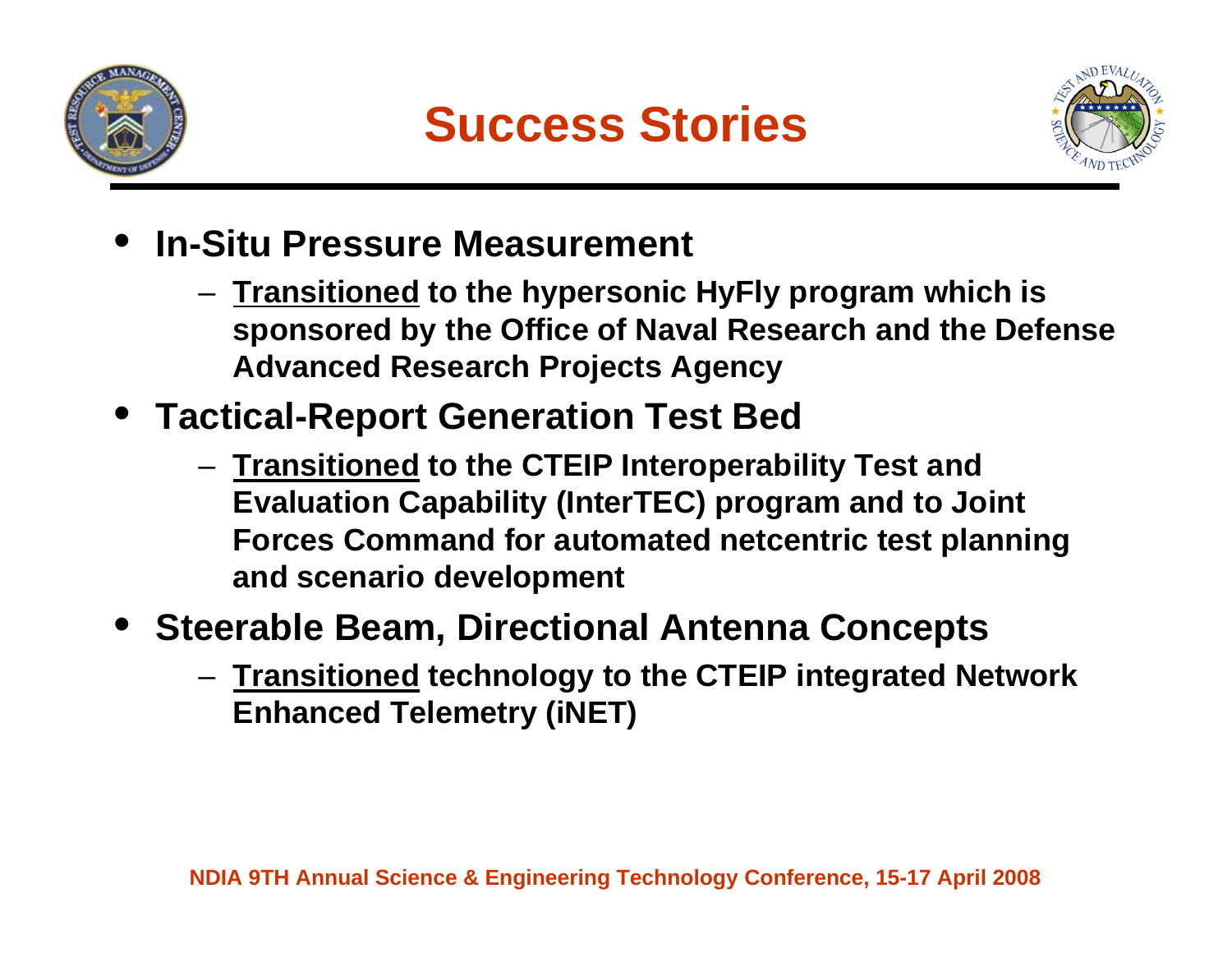# Success Stories

- **In-Situ Pressure Measurement**
  - **Transitioned to the hypersonic HyFly program which is sponsored by the Office of Naval Research and the Defense Advanced Research Projects Agency**
- **Tactical-Report Generation Test Bed**
  - **Transitioned to the CTEIP Interoperability Test and Evaluation Capability (InterTEC) program and to Joint Forces Command for automated netcentric test planning and scenario development**
- **Steerable Beam, Directional Antenna Concepts**
  - **Transitioned technology to the CTEIP integrated Network Enhanced Telemetry (iNET)**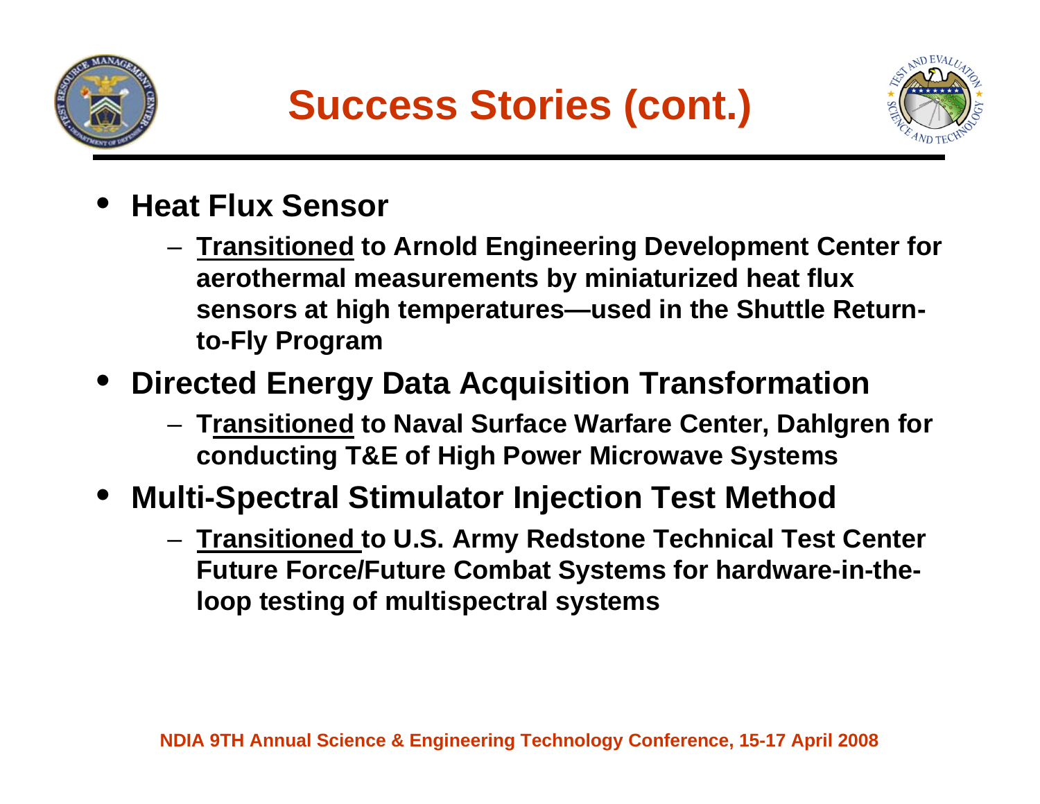# Success Stories (cont.)

- **Heat Flux Sensor**
  - **Transitioned to Arnold Engineering Development Center for aerothermal measurements by miniaturized heat flux sensors at high temperatures—used in the Shuttle Return-to-Fly Program**
- **Directed Energy Data Acquisition Transformation**
  - **Transitioned to Naval Surface Warfare Center, Dahlgren for conducting T&E of High Power Microwave Systems**
- **Multi-Spectral Stimulator Injection Test Method**
  - **Transitioned to U.S. Army Redstone Technical Test Center Future Force/Future Combat Systems for hardware-in-the-loop testing of multispectral systems**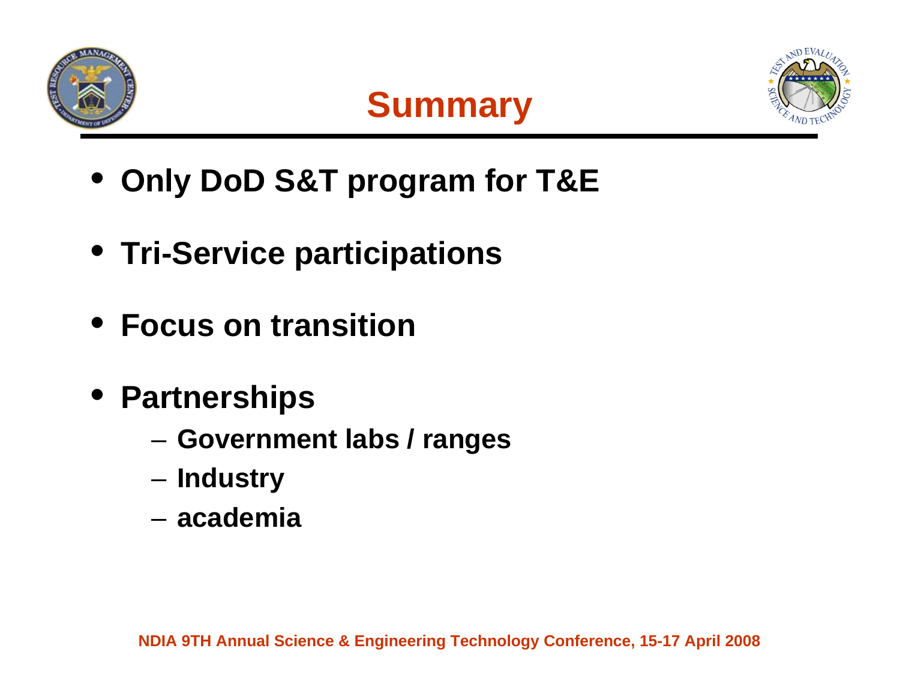# Summary

- **Only DoD S&T program for T&E**
- **Tri-Service participations**
- **Focus on transition**
- **Partnerships**
  - **Government labs / ranges**
  - **Industry**
  - **academia**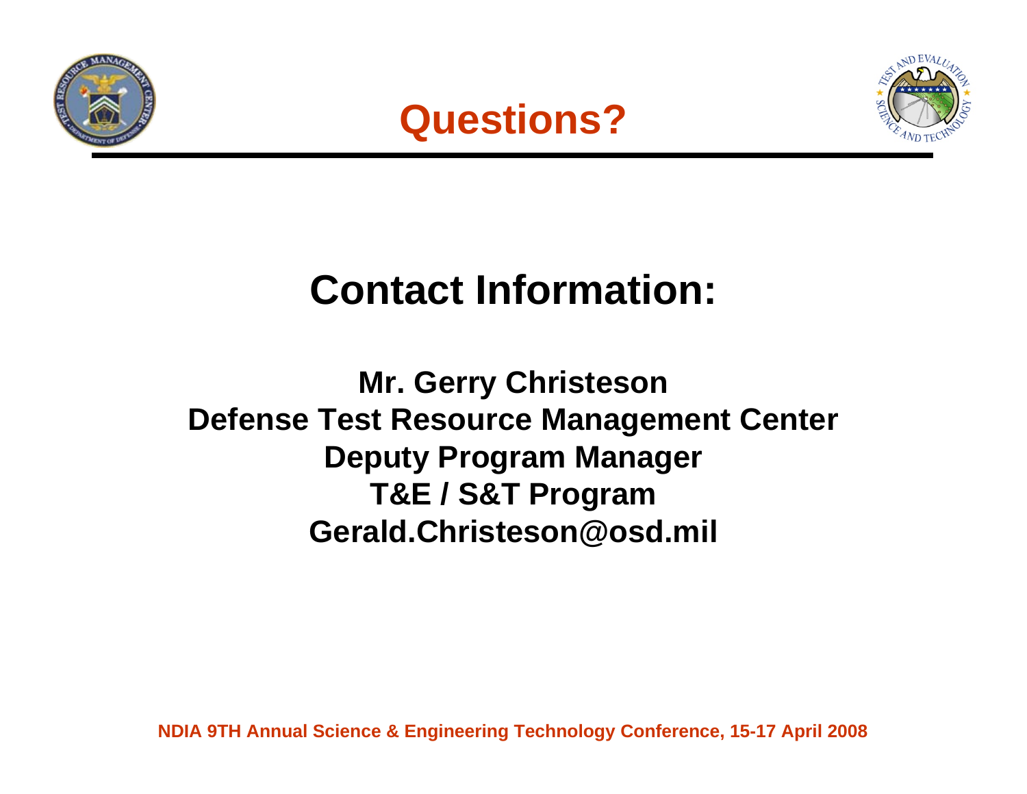# Questions?

## Contact Information:

**Mr. Gerry Christeson**
**Defense Test Resource Management Center**
**Deputy Program Manager**
**T&E / S&T Program**
**Gerald.Christeson@osd.mil**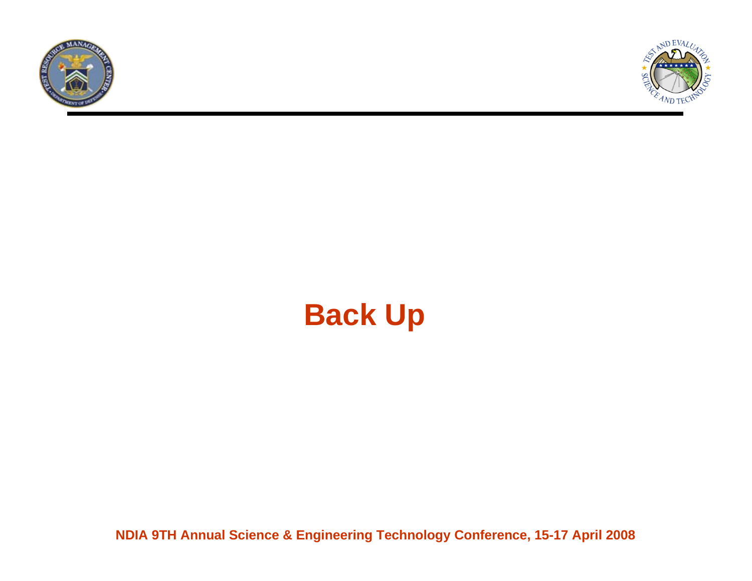# Back Up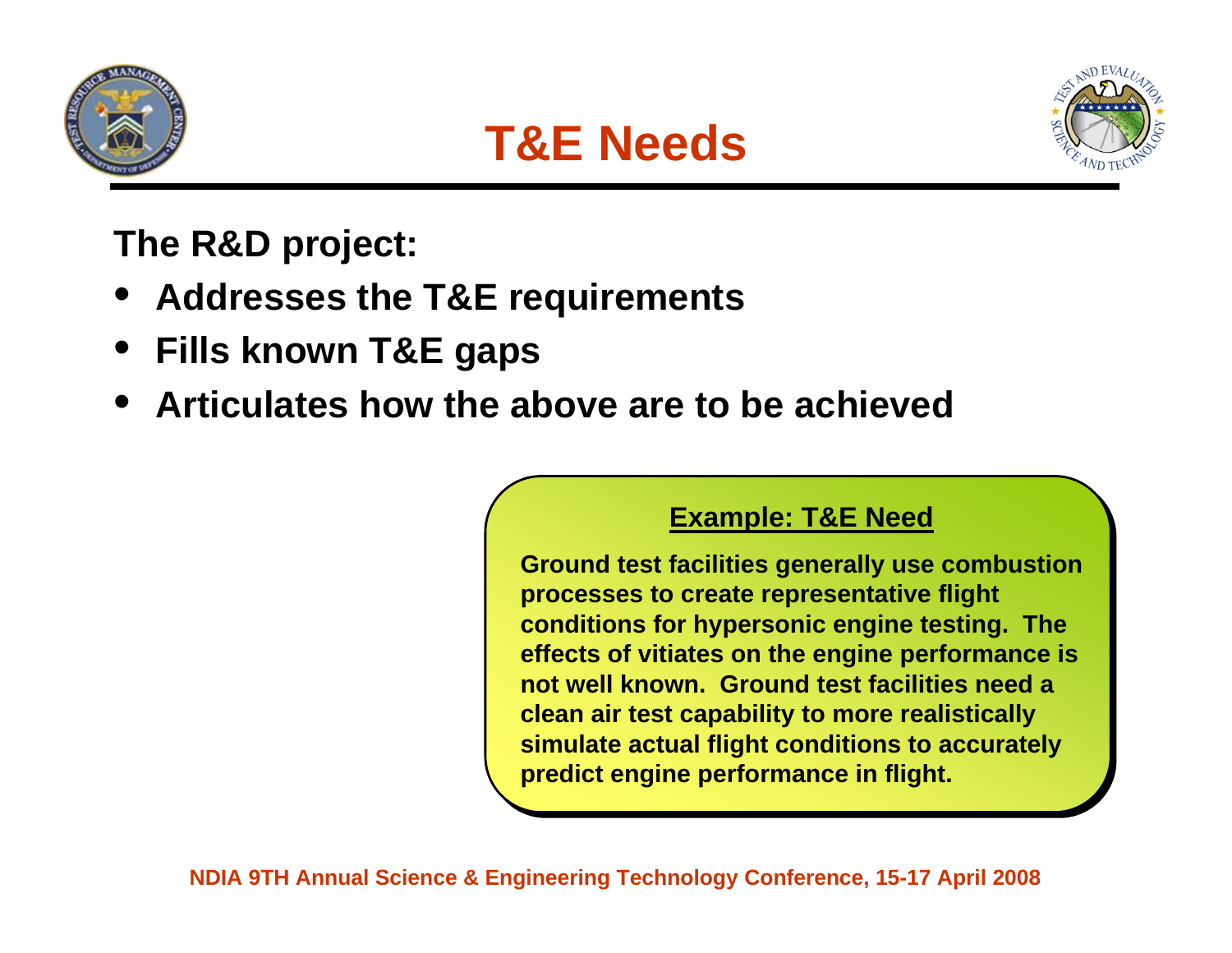# T&E Needs

**The R&D project:**

- **Addresses the T&E requirements**
- **Fills known T&E gaps**
- **Articulates how the above are to be achieved**

**Example: T&E Need**

**Ground test facilities generally use combustion processes to create representative flight conditions for hypersonic engine testing. The effects of vitiates on the engine performance is not well known. Ground test facilities need a clean air test capability to more realistically simulate actual flight conditions to accurately predict engine performance in flight.**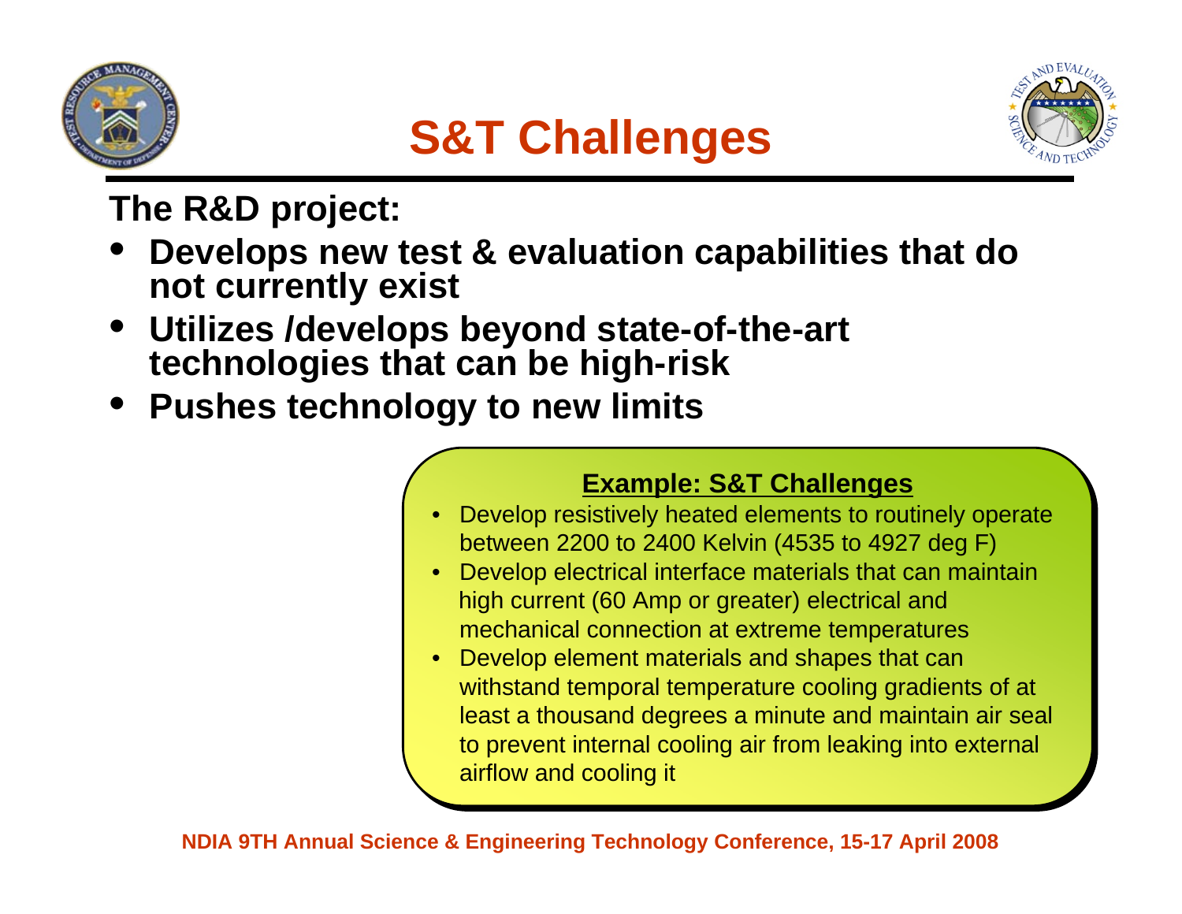# S&T Challenges

**The R&D project:**

- **Develops new test & evaluation capabilities that do not currently exist**
- **Utilizes /develops beyond state-of-the-art technologies that can be high-risk**
- **Pushes technology to new limits**

**Example: S&T Challenges**

- Develop resistively heated elements to routinely operate between 2200 to 2400 Kelvin (4535 to 4927 deg F)
- Develop electrical interface materials that can maintain high current (60 Amp or greater) electrical and mechanical connection at extreme temperatures
- Develop element materials and shapes that can withstand temporal temperature cooling gradients of at least a thousand degrees a minute and maintain air seal to prevent internal cooling air from leaking into external airflow and cooling it